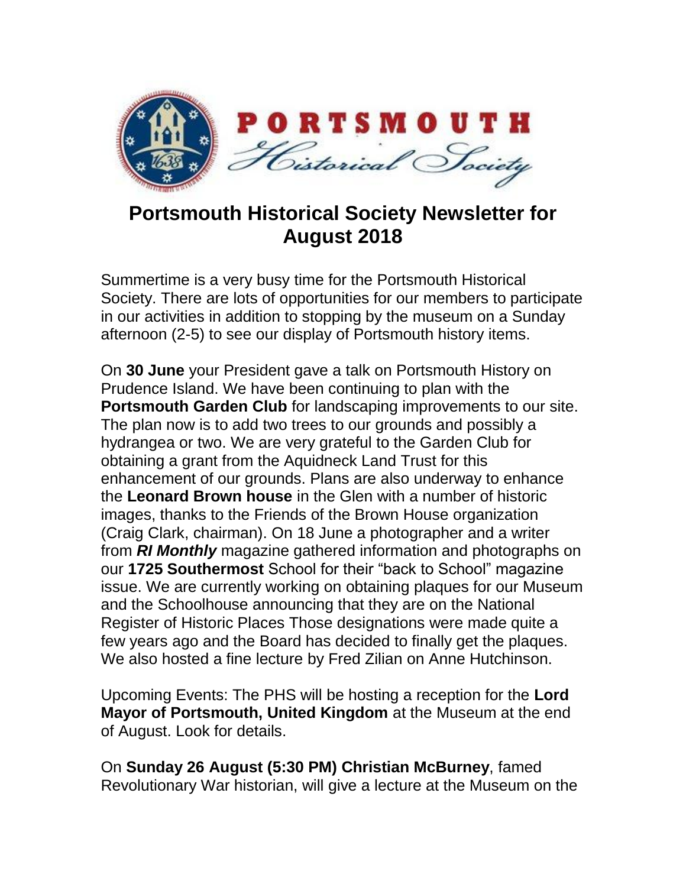# Portsmouth Historical Society Newsletter for August 2018

Summertime is a very busy time for the Portsmouth Historical Society. There are lots of opportunities for our members to participate in our activities in addition to stopping by the museum on a Sunday afternoon (2-5) to see our display of Portsmouth history items.

On **30 June** your President gave a talk on Portsmouth History on Prudence Island. We have been continuing to plan with the **Portsmouth Garden Club** for landscaping improvements to our site. The plan now is to add two trees to our grounds and possibly a hydrangea or two. We are very grateful to the Garden Club for obtaining a grant from the Aquidneck Land Trust for this enhancement of our grounds. Plans are also underway to enhance the **Leonard Brown house** in the Glen with a number of historic images, thanks to the Friends of the Brown House organization (Craig Clark, chairman). On 18 June a photographer and a writer from ***RI Monthly*** magazine gathered information and photographs on our **1725 Southermost** School for their "back to School" magazine issue. We are currently working on obtaining plaques for our Museum and the Schoolhouse announcing that they are on the National Register of Historic Places Those designations were made quite a few years ago and the Board has decided to finally get the plaques. We also hosted a fine lecture by Fred Zilian on Anne Hutchinson.

Upcoming Events: The PHS will be hosting a reception for the **Lord Mayor of Portsmouth, United Kingdom** at the Museum at the end of August. Look for details.

On **Sunday 26 August (5:30 PM) Christian McBurney**, famed Revolutionary War historian, will give a lecture at the Museum on the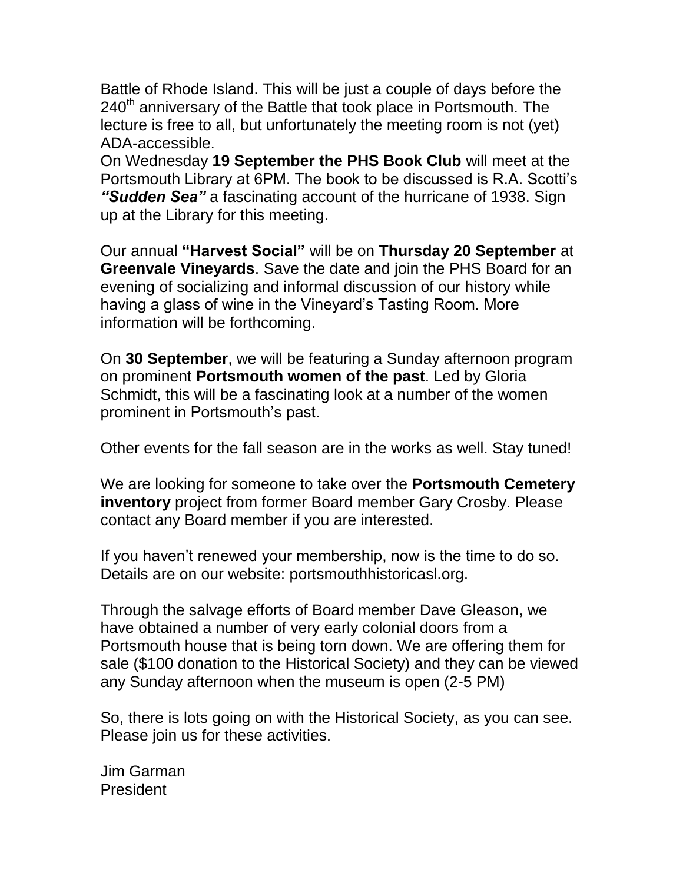Battle of Rhode Island. This will be just a couple of days before the 240th anniversary of the Battle that took place in Portsmouth. The lecture is free to all, but unfortunately the meeting room is not (yet) ADA-accessible.

On Wednesday **19 September the PHS Book Club** will meet at the Portsmouth Library at 6PM. The book to be discussed is R.A. Scotti's ***"Sudden Sea"*** a fascinating account of the hurricane of 1938. Sign up at the Library for this meeting.

Our annual **"Harvest Social"** will be on **Thursday 20 September** at **Greenvale Vineyards**. Save the date and join the PHS Board for an evening of socializing and informal discussion of our history while having a glass of wine in the Vineyard's Tasting Room. More information will be forthcoming.

On **30 September**, we will be featuring a Sunday afternoon program on prominent **Portsmouth women of the past**. Led by Gloria Schmidt, this will be a fascinating look at a number of the women prominent in Portsmouth's past.

Other events for the fall season are in the works as well. Stay tuned!

We are looking for someone to take over the **Portsmouth Cemetery inventory** project from former Board member Gary Crosby. Please contact any Board member if you are interested.

If you haven't renewed your membership, now is the time to do so. Details are on our website: portsmouthhistoricasl.org.

Through the salvage efforts of Board member Dave Gleason, we have obtained a number of very early colonial doors from a Portsmouth house that is being torn down. We are offering them for sale ($100 donation to the Historical Society) and they can be viewed any Sunday afternoon when the museum is open (2-5 PM)

So, there is lots going on with the Historical Society, as you can see. Please join us for these activities.

Jim Garman
President